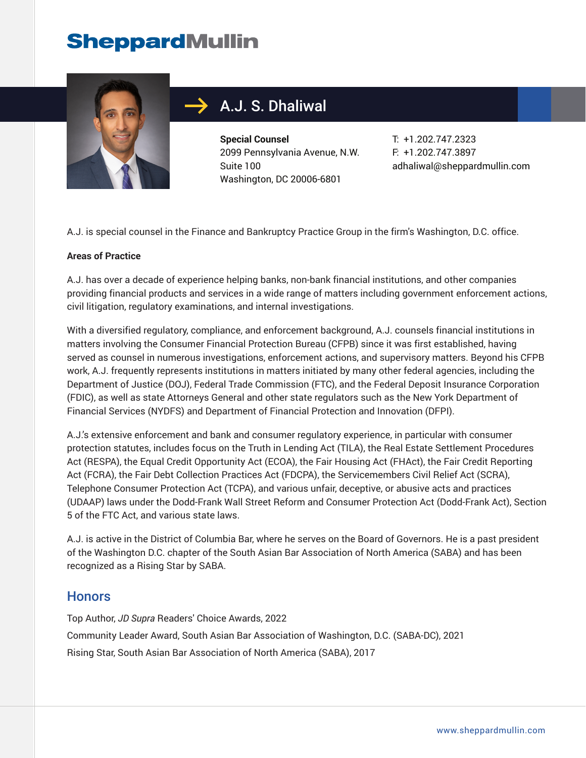SheppardMullin

# A.J. S. Dhaliwal

**Special Counsel**
2099 Pennsylvania Avenue, N.W.
Suite 100
Washington, DC 20006-6801

T: +1.202.747.2323
F: +1.202.747.3897
adhaliwal@sheppardmullin.com

A.J. is special counsel in the Finance and Bankruptcy Practice Group in the firm's Washington, D.C. office.

**Areas of Practice**

A.J. has over a decade of experience helping banks, non-bank financial institutions, and other companies providing financial products and services in a wide range of matters including government enforcement actions, civil litigation, regulatory examinations, and internal investigations.

With a diversified regulatory, compliance, and enforcement background, A.J. counsels financial institutions in matters involving the Consumer Financial Protection Bureau (CFPB) since it was first established, having served as counsel in numerous investigations, enforcement actions, and supervisory matters. Beyond his CFPB work, A.J. frequently represents institutions in matters initiated by many other federal agencies, including the Department of Justice (DOJ), Federal Trade Commission (FTC), and the Federal Deposit Insurance Corporation (FDIC), as well as state Attorneys General and other state regulators such as the New York Department of Financial Services (NYDFS) and Department of Financial Protection and Innovation (DFPI).

A.J.'s extensive enforcement and bank and consumer regulatory experience, in particular with consumer protection statutes, includes focus on the Truth in Lending Act (TILA), the Real Estate Settlement Procedures Act (RESPA), the Equal Credit Opportunity Act (ECOA), the Fair Housing Act (FHAct), the Fair Credit Reporting Act (FCRA), the Fair Debt Collection Practices Act (FDCPA), the Servicemembers Civil Relief Act (SCRA), Telephone Consumer Protection Act (TCPA), and various unfair, deceptive, or abusive acts and practices (UDAAP) laws under the Dodd-Frank Wall Street Reform and Consumer Protection Act (Dodd-Frank Act), Section 5 of the FTC Act, and various state laws.

A.J. is active in the District of Columbia Bar, where he serves on the Board of Governors. He is a past president of the Washington D.C. chapter of the South Asian Bar Association of North America (SABA) and has been recognized as a Rising Star by SABA.

## Honors

Top Author, *JD Supra* Readers' Choice Awards, 2022

Community Leader Award, South Asian Bar Association of Washington, D.C. (SABA-DC), 2021

Rising Star, South Asian Bar Association of North America (SABA), 2017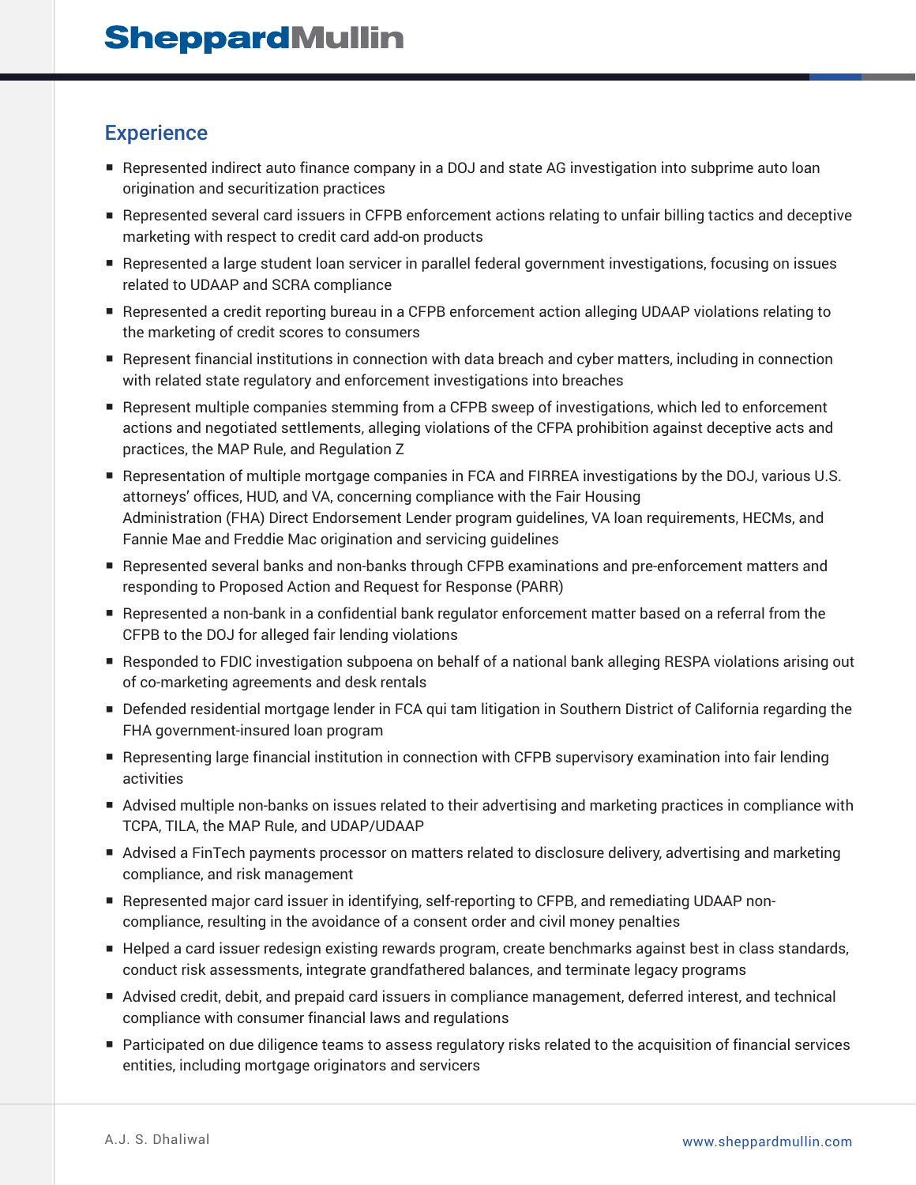## Experience

- Represented indirect auto finance company in a DOJ and state AG investigation into subprime auto loan origination and securitization practices
- Represented several card issuers in CFPB enforcement actions relating to unfair billing tactics and deceptive marketing with respect to credit card add-on products
- Represented a large student loan servicer in parallel federal government investigations, focusing on issues related to UDAAP and SCRA compliance
- Represented a credit reporting bureau in a CFPB enforcement action alleging UDAAP violations relating to the marketing of credit scores to consumers
- Represent financial institutions in connection with data breach and cyber matters, including in connection with related state regulatory and enforcement investigations into breaches
- Represent multiple companies stemming from a CFPB sweep of investigations, which led to enforcement actions and negotiated settlements, alleging violations of the CFPA prohibition against deceptive acts and practices, the MAP Rule, and Regulation Z
- Representation of multiple mortgage companies in FCA and FIRREA investigations by the DOJ, various U.S. attorneys' offices, HUD, and VA, concerning compliance with the Fair Housing Administration (FHA) Direct Endorsement Lender program guidelines, VA loan requirements, HECMs, and Fannie Mae and Freddie Mac origination and servicing guidelines
- Represented several banks and non-banks through CFPB examinations and pre-enforcement matters and responding to Proposed Action and Request for Response (PARR)
- Represented a non-bank in a confidential bank regulator enforcement matter based on a referral from the CFPB to the DOJ for alleged fair lending violations
- Responded to FDIC investigation subpoena on behalf of a national bank alleging RESPA violations arising out of co-marketing agreements and desk rentals
- Defended residential mortgage lender in FCA qui tam litigation in Southern District of California regarding the FHA government-insured loan program
- Representing large financial institution in connection with CFPB supervisory examination into fair lending activities
- Advised multiple non-banks on issues related to their advertising and marketing practices in compliance with TCPA, TILA, the MAP Rule, and UDAP/UDAAP
- Advised a FinTech payments processor on matters related to disclosure delivery, advertising and marketing compliance, and risk management
- Represented major card issuer in identifying, self-reporting to CFPB, and remediating UDAAP non-compliance, resulting in the avoidance of a consent order and civil money penalties
- Helped a card issuer redesign existing rewards program, create benchmarks against best in class standards, conduct risk assessments, integrate grandfathered balances, and terminate legacy programs
- Advised credit, debit, and prepaid card issuers in compliance management, deferred interest, and technical compliance with consumer financial laws and regulations
- Participated on due diligence teams to assess regulatory risks related to the acquisition of financial services entities, including mortgage originators and servicers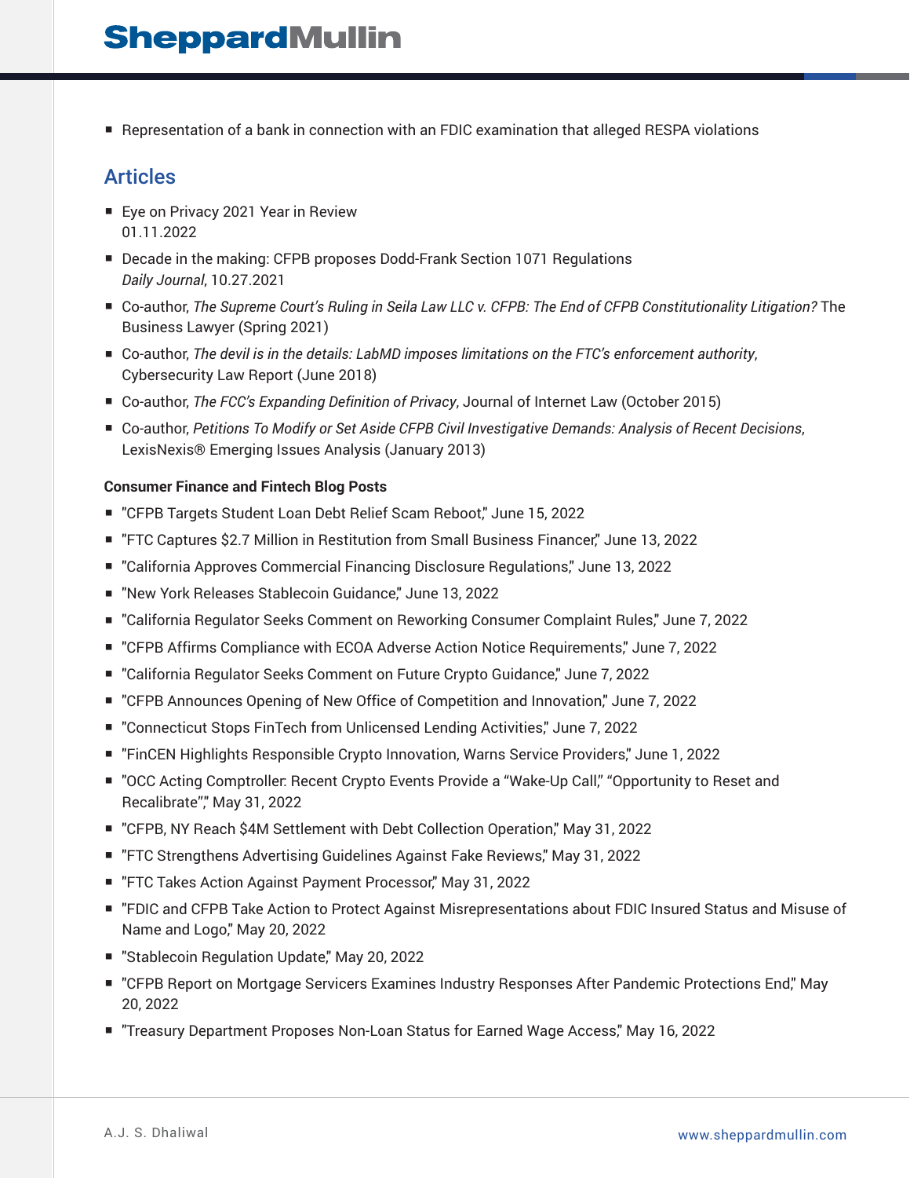- Representation of a bank in connection with an FDIC examination that alleged RESPA violations

## Articles

- Eye on Privacy 2021 Year in Review
  01.11.2022
- Decade in the making: CFPB proposes Dodd-Frank Section 1071 Regulations
  *Daily Journal*, 10.27.2021
- Co-author, *The Supreme Court's Ruling in Seila Law LLC v. CFPB: The End of CFPB Constitutionality Litigation?* The Business Lawyer (Spring 2021)
- Co-author, *The devil is in the details: LabMD imposes limitations on the FTC's enforcement authority*, Cybersecurity Law Report (June 2018)
- Co-author, *The FCC's Expanding Definition of Privacy*, Journal of Internet Law (October 2015)
- Co-author, *Petitions To Modify or Set Aside CFPB Civil Investigative Demands: Analysis of Recent Decisions*, LexisNexis® Emerging Issues Analysis (January 2013)

**Consumer Finance and Fintech Blog Posts**

- "CFPB Targets Student Loan Debt Relief Scam Reboot," June 15, 2022
- "FTC Captures $2.7 Million in Restitution from Small Business Financer," June 13, 2022
- "California Approves Commercial Financing Disclosure Regulations," June 13, 2022
- "New York Releases Stablecoin Guidance," June 13, 2022
- "California Regulator Seeks Comment on Reworking Consumer Complaint Rules," June 7, 2022
- "CFPB Affirms Compliance with ECOA Adverse Action Notice Requirements," June 7, 2022
- "California Regulator Seeks Comment on Future Crypto Guidance," June 7, 2022
- "CFPB Announces Opening of New Office of Competition and Innovation," June 7, 2022
- "Connecticut Stops FinTech from Unlicensed Lending Activities," June 7, 2022
- "FinCEN Highlights Responsible Crypto Innovation, Warns Service Providers," June 1, 2022
- "OCC Acting Comptroller: Recent Crypto Events Provide a "Wake-Up Call," "Opportunity to Reset and Recalibrate"," May 31, 2022
- "CFPB, NY Reach $4M Settlement with Debt Collection Operation," May 31, 2022
- "FTC Strengthens Advertising Guidelines Against Fake Reviews," May 31, 2022
- "FTC Takes Action Against Payment Processor," May 31, 2022
- "FDIC and CFPB Take Action to Protect Against Misrepresentations about FDIC Insured Status and Misuse of Name and Logo," May 20, 2022
- "Stablecoin Regulation Update," May 20, 2022
- "CFPB Report on Mortgage Servicers Examines Industry Responses After Pandemic Protections End," May 20, 2022
- "Treasury Department Proposes Non-Loan Status for Earned Wage Access," May 16, 2022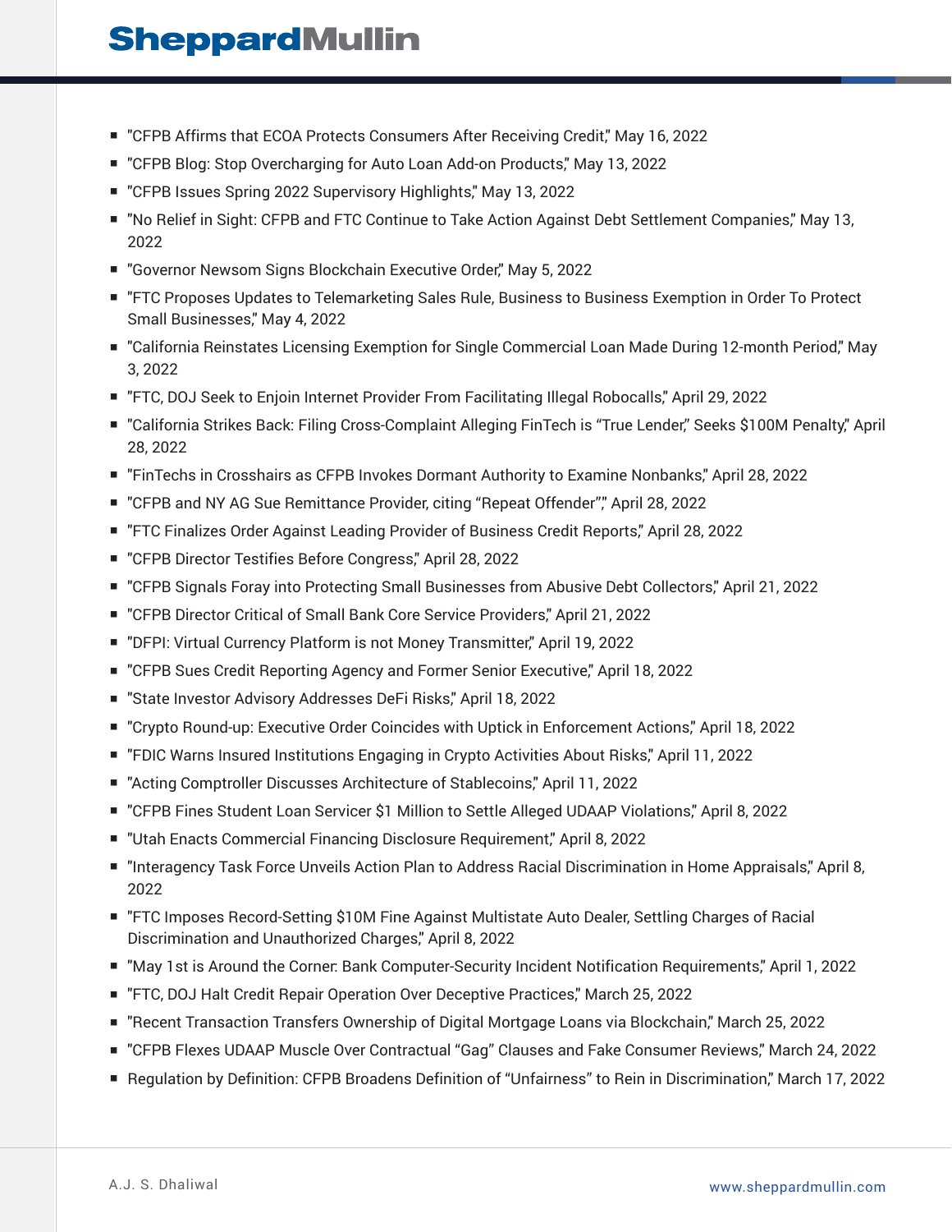- "CFPB Affirms that ECOA Protects Consumers After Receiving Credit," May 16, 2022
- "CFPB Blog: Stop Overcharging for Auto Loan Add-on Products," May 13, 2022
- "CFPB Issues Spring 2022 Supervisory Highlights," May 13, 2022
- "No Relief in Sight: CFPB and FTC Continue to Take Action Against Debt Settlement Companies," May 13, 2022
- "Governor Newsom Signs Blockchain Executive Order," May 5, 2022
- "FTC Proposes Updates to Telemarketing Sales Rule, Business to Business Exemption in Order To Protect Small Businesses," May 4, 2022
- "California Reinstates Licensing Exemption for Single Commercial Loan Made During 12-month Period," May 3, 2022
- "FTC, DOJ Seek to Enjoin Internet Provider From Facilitating Illegal Robocalls," April 29, 2022
- "California Strikes Back: Filing Cross-Complaint Alleging FinTech is "True Lender," Seeks $100M Penalty," April 28, 2022
- "FinTechs in Crosshairs as CFPB Invokes Dormant Authority to Examine Nonbanks," April 28, 2022
- "CFPB and NY AG Sue Remittance Provider, citing "Repeat Offender"," April 28, 2022
- "FTC Finalizes Order Against Leading Provider of Business Credit Reports," April 28, 2022
- "CFPB Director Testifies Before Congress," April 28, 2022
- "CFPB Signals Foray into Protecting Small Businesses from Abusive Debt Collectors," April 21, 2022
- "CFPB Director Critical of Small Bank Core Service Providers," April 21, 2022
- "DFPI: Virtual Currency Platform is not Money Transmitter," April 19, 2022
- "CFPB Sues Credit Reporting Agency and Former Senior Executive," April 18, 2022
- "State Investor Advisory Addresses DeFi Risks," April 18, 2022
- "Crypto Round-up: Executive Order Coincides with Uptick in Enforcement Actions," April 18, 2022
- "FDIC Warns Insured Institutions Engaging in Crypto Activities About Risks," April 11, 2022
- "Acting Comptroller Discusses Architecture of Stablecoins," April 11, 2022
- "CFPB Fines Student Loan Servicer $1 Million to Settle Alleged UDAAP Violations," April 8, 2022
- "Utah Enacts Commercial Financing Disclosure Requirement," April 8, 2022
- "Interagency Task Force Unveils Action Plan to Address Racial Discrimination in Home Appraisals," April 8, 2022
- "FTC Imposes Record-Setting $10M Fine Against Multistate Auto Dealer, Settling Charges of Racial Discrimination and Unauthorized Charges," April 8, 2022
- "May 1st is Around the Corner: Bank Computer-Security Incident Notification Requirements," April 1, 2022
- "FTC, DOJ Halt Credit Repair Operation Over Deceptive Practices," March 25, 2022
- "Recent Transaction Transfers Ownership of Digital Mortgage Loans via Blockchain," March 25, 2022
- "CFPB Flexes UDAAP Muscle Over Contractual "Gag" Clauses and Fake Consumer Reviews," March 24, 2022
- Regulation by Definition: CFPB Broadens Definition of "Unfairness" to Rein in Discrimination," March 17, 2022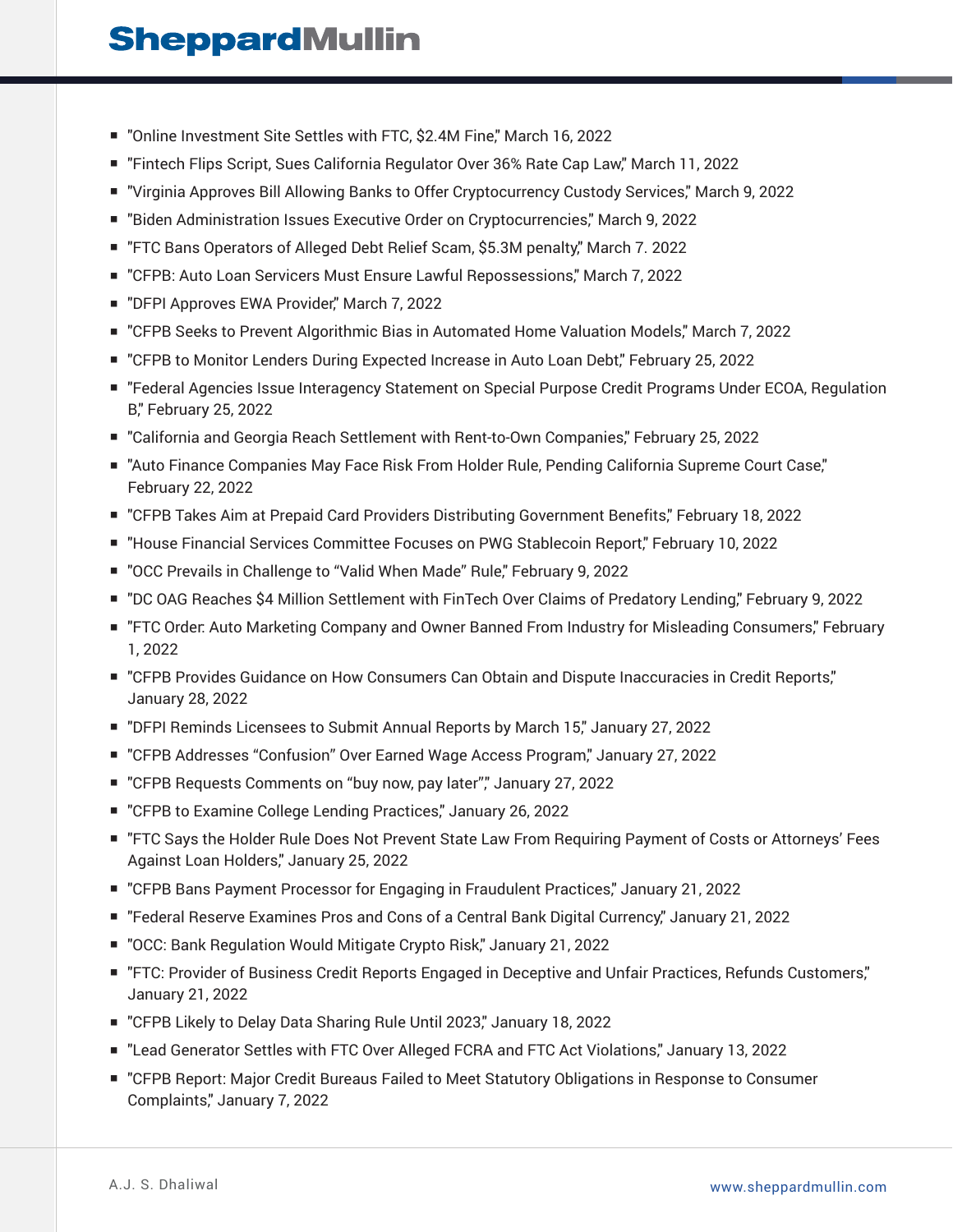- "Online Investment Site Settles with FTC, $2.4M Fine," March 16, 2022
- "Fintech Flips Script, Sues California Regulator Over 36% Rate Cap Law," March 11, 2022
- "Virginia Approves Bill Allowing Banks to Offer Cryptocurrency Custody Services," March 9, 2022
- "Biden Administration Issues Executive Order on Cryptocurrencies," March 9, 2022
- "FTC Bans Operators of Alleged Debt Relief Scam, $5.3M penalty," March 7. 2022
- "CFPB: Auto Loan Servicers Must Ensure Lawful Repossessions," March 7, 2022
- "DFPI Approves EWA Provider," March 7, 2022
- "CFPB Seeks to Prevent Algorithmic Bias in Automated Home Valuation Models," March 7, 2022
- "CFPB to Monitor Lenders During Expected Increase in Auto Loan Debt," February 25, 2022
- "Federal Agencies Issue Interagency Statement on Special Purpose Credit Programs Under ECOA, Regulation B," February 25, 2022
- "California and Georgia Reach Settlement with Rent-to-Own Companies," February 25, 2022
- "Auto Finance Companies May Face Risk From Holder Rule, Pending California Supreme Court Case," February 22, 2022
- "CFPB Takes Aim at Prepaid Card Providers Distributing Government Benefits," February 18, 2022
- "House Financial Services Committee Focuses on PWG Stablecoin Report," February 10, 2022
- "OCC Prevails in Challenge to "Valid When Made" Rule," February 9, 2022
- "DC OAG Reaches $4 Million Settlement with FinTech Over Claims of Predatory Lending," February 9, 2022
- "FTC Order: Auto Marketing Company and Owner Banned From Industry for Misleading Consumers," February 1, 2022
- "CFPB Provides Guidance on How Consumers Can Obtain and Dispute Inaccuracies in Credit Reports," January 28, 2022
- "DFPI Reminds Licensees to Submit Annual Reports by March 15," January 27, 2022
- "CFPB Addresses "Confusion" Over Earned Wage Access Program," January 27, 2022
- "CFPB Requests Comments on "buy now, pay later"," January 27, 2022
- "CFPB to Examine College Lending Practices," January 26, 2022
- "FTC Says the Holder Rule Does Not Prevent State Law From Requiring Payment of Costs or Attorneys' Fees Against Loan Holders," January 25, 2022
- "CFPB Bans Payment Processor for Engaging in Fraudulent Practices," January 21, 2022
- "Federal Reserve Examines Pros and Cons of a Central Bank Digital Currency," January 21, 2022
- "OCC: Bank Regulation Would Mitigate Crypto Risk," January 21, 2022
- "FTC: Provider of Business Credit Reports Engaged in Deceptive and Unfair Practices, Refunds Customers," January 21, 2022
- "CFPB Likely to Delay Data Sharing Rule Until 2023," January 18, 2022
- "Lead Generator Settles with FTC Over Alleged FCRA and FTC Act Violations," January 13, 2022
- "CFPB Report: Major Credit Bureaus Failed to Meet Statutory Obligations in Response to Consumer Complaints," January 7, 2022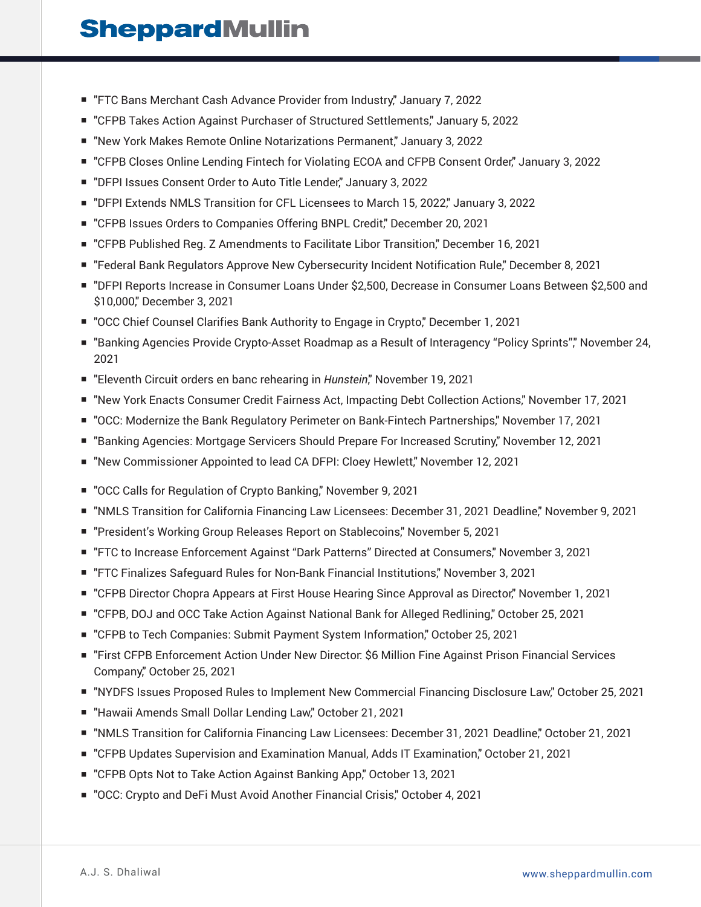- "FTC Bans Merchant Cash Advance Provider from Industry," January 7, 2022
- "CFPB Takes Action Against Purchaser of Structured Settlements," January 5, 2022
- "New York Makes Remote Online Notarizations Permanent," January 3, 2022
- "CFPB Closes Online Lending Fintech for Violating ECOA and CFPB Consent Order," January 3, 2022
- "DFPI Issues Consent Order to Auto Title Lender," January 3, 2022
- "DFPI Extends NMLS Transition for CFL Licensees to March 15, 2022," January 3, 2022
- "CFPB Issues Orders to Companies Offering BNPL Credit," December 20, 2021
- "CFPB Published Reg. Z Amendments to Facilitate Libor Transition," December 16, 2021
- "Federal Bank Regulators Approve New Cybersecurity Incident Notification Rule," December 8, 2021
- "DFPI Reports Increase in Consumer Loans Under $2,500, Decrease in Consumer Loans Between $2,500 and $10,000," December 3, 2021
- "OCC Chief Counsel Clarifies Bank Authority to Engage in Crypto," December 1, 2021
- "Banking Agencies Provide Crypto-Asset Roadmap as a Result of Interagency "Policy Sprints"," November 24, 2021
- "Eleventh Circuit orders en banc rehearing in *Hunstein*," November 19, 2021
- "New York Enacts Consumer Credit Fairness Act, Impacting Debt Collection Actions," November 17, 2021
- "OCC: Modernize the Bank Regulatory Perimeter on Bank-Fintech Partnerships," November 17, 2021
- "Banking Agencies: Mortgage Servicers Should Prepare For Increased Scrutiny," November 12, 2021
- "New Commissioner Appointed to lead CA DFPI: Cloey Hewlett," November 12, 2021
- "OCC Calls for Regulation of Crypto Banking," November 9, 2021
- "NMLS Transition for California Financing Law Licensees: December 31, 2021 Deadline," November 9, 2021
- "President's Working Group Releases Report on Stablecoins," November 5, 2021
- "FTC to Increase Enforcement Against "Dark Patterns" Directed at Consumers," November 3, 2021
- "FTC Finalizes Safeguard Rules for Non-Bank Financial Institutions," November 3, 2021
- "CFPB Director Chopra Appears at First House Hearing Since Approval as Director," November 1, 2021
- "CFPB, DOJ and OCC Take Action Against National Bank for Alleged Redlining," October 25, 2021
- "CFPB to Tech Companies: Submit Payment System Information," October 25, 2021
- "First CFPB Enforcement Action Under New Director: $6 Million Fine Against Prison Financial Services Company," October 25, 2021
- "NYDFS Issues Proposed Rules to Implement New Commercial Financing Disclosure Law," October 25, 2021
- "Hawaii Amends Small Dollar Lending Law," October 21, 2021
- "NMLS Transition for California Financing Law Licensees: December 31, 2021 Deadline," October 21, 2021
- "CFPB Updates Supervision and Examination Manual, Adds IT Examination," October 21, 2021
- "CFPB Opts Not to Take Action Against Banking App," October 13, 2021
- "OCC: Crypto and DeFi Must Avoid Another Financial Crisis," October 4, 2021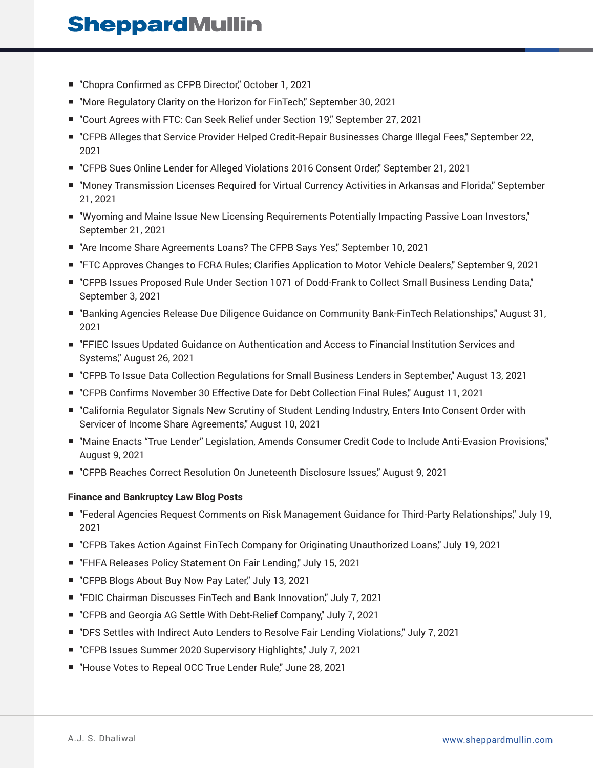- "Chopra Confirmed as CFPB Director," October 1, 2021
- "More Regulatory Clarity on the Horizon for FinTech," September 30, 2021
- "Court Agrees with FTC: Can Seek Relief under Section 19," September 27, 2021
- "CFPB Alleges that Service Provider Helped Credit-Repair Businesses Charge Illegal Fees," September 22, 2021
- "CFPB Sues Online Lender for Alleged Violations 2016 Consent Order," September 21, 2021
- "Money Transmission Licenses Required for Virtual Currency Activities in Arkansas and Florida," September 21, 2021
- "Wyoming and Maine Issue New Licensing Requirements Potentially Impacting Passive Loan Investors," September 21, 2021
- "Are Income Share Agreements Loans? The CFPB Says Yes," September 10, 2021
- "FTC Approves Changes to FCRA Rules; Clarifies Application to Motor Vehicle Dealers," September 9, 2021
- "CFPB Issues Proposed Rule Under Section 1071 of Dodd-Frank to Collect Small Business Lending Data," September 3, 2021
- "Banking Agencies Release Due Diligence Guidance on Community Bank-FinTech Relationships," August 31, 2021
- "FFIEC Issues Updated Guidance on Authentication and Access to Financial Institution Services and Systems," August 26, 2021
- "CFPB To Issue Data Collection Regulations for Small Business Lenders in September," August 13, 2021
- "CFPB Confirms November 30 Effective Date for Debt Collection Final Rules," August 11, 2021
- "California Regulator Signals New Scrutiny of Student Lending Industry, Enters Into Consent Order with Servicer of Income Share Agreements," August 10, 2021
- "Maine Enacts "True Lender" Legislation, Amends Consumer Credit Code to Include Anti-Evasion Provisions," August 9, 2021
- "CFPB Reaches Correct Resolution On Juneteenth Disclosure Issues," August 9, 2021

**Finance and Bankruptcy Law Blog Posts**

- "Federal Agencies Request Comments on Risk Management Guidance for Third-Party Relationships," July 19, 2021
- "CFPB Takes Action Against FinTech Company for Originating Unauthorized Loans," July 19, 2021
- "FHFA Releases Policy Statement On Fair Lending," July 15, 2021
- "CFPB Blogs About Buy Now Pay Later," July 13, 2021
- "FDIC Chairman Discusses FinTech and Bank Innovation," July 7, 2021
- "CFPB and Georgia AG Settle With Debt-Relief Company," July 7, 2021
- "DFS Settles with Indirect Auto Lenders to Resolve Fair Lending Violations," July 7, 2021
- "CFPB Issues Summer 2020 Supervisory Highlights," July 7, 2021
- "House Votes to Repeal OCC True Lender Rule," June 28, 2021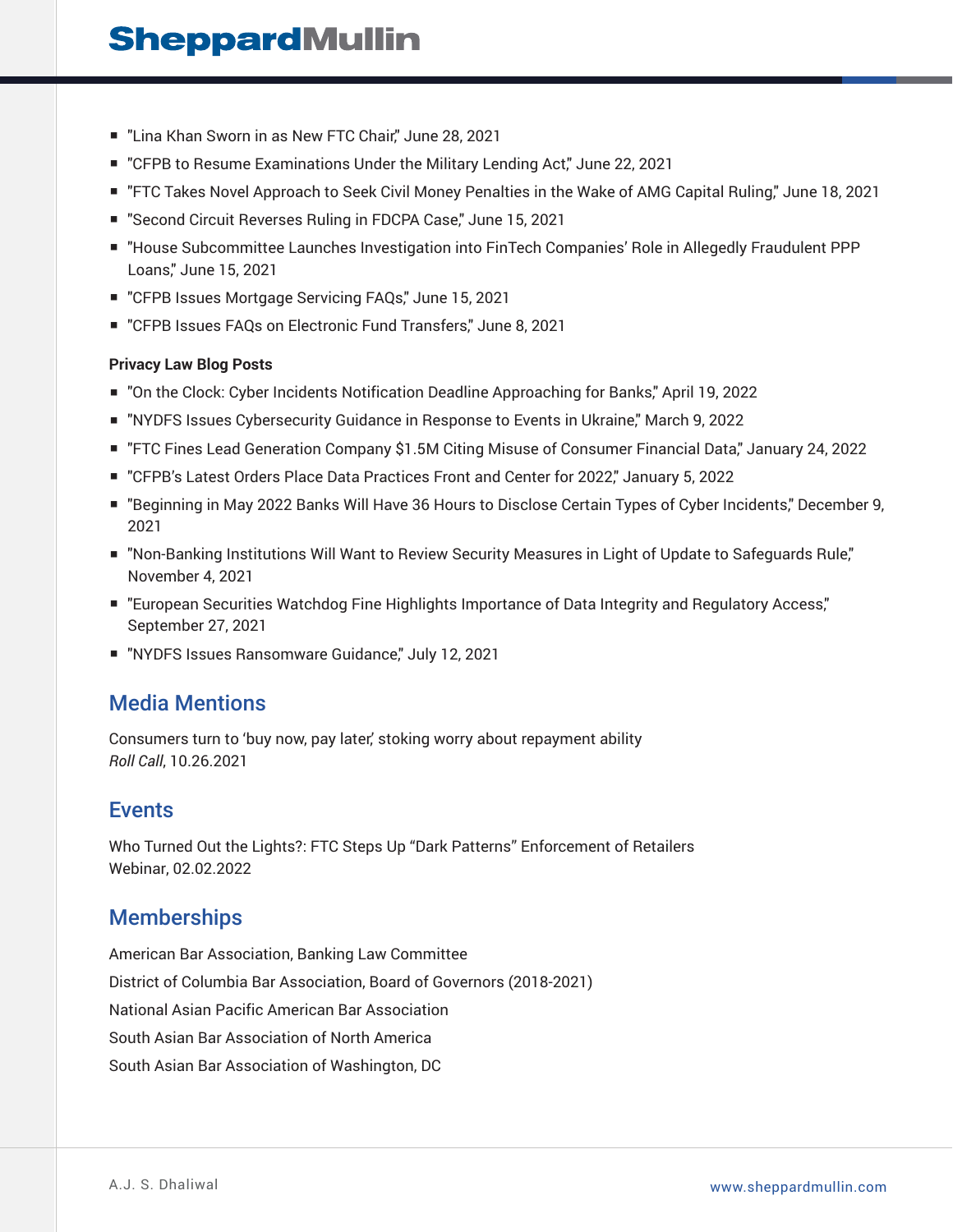- "Lina Khan Sworn in as New FTC Chair," June 28, 2021
- "CFPB to Resume Examinations Under the Military Lending Act," June 22, 2021
- "FTC Takes Novel Approach to Seek Civil Money Penalties in the Wake of AMG Capital Ruling," June 18, 2021
- "Second Circuit Reverses Ruling in FDCPA Case," June 15, 2021
- "House Subcommittee Launches Investigation into FinTech Companies' Role in Allegedly Fraudulent PPP Loans," June 15, 2021
- "CFPB Issues Mortgage Servicing FAQs," June 15, 2021
- "CFPB Issues FAQs on Electronic Fund Transfers," June 8, 2021

**Privacy Law Blog Posts**

- "On the Clock: Cyber Incidents Notification Deadline Approaching for Banks," April 19, 2022
- "NYDFS Issues Cybersecurity Guidance in Response to Events in Ukraine," March 9, 2022
- "FTC Fines Lead Generation Company $1.5M Citing Misuse of Consumer Financial Data," January 24, 2022
- "CFPB's Latest Orders Place Data Practices Front and Center for 2022," January 5, 2022
- "Beginning in May 2022 Banks Will Have 36 Hours to Disclose Certain Types of Cyber Incidents," December 9, 2021
- "Non-Banking Institutions Will Want to Review Security Measures in Light of Update to Safeguards Rule," November 4, 2021
- "European Securities Watchdog Fine Highlights Importance of Data Integrity and Regulatory Access," September 27, 2021
- "NYDFS Issues Ransomware Guidance," July 12, 2021

## Media Mentions

Consumers turn to 'buy now, pay later,' stoking worry about repayment ability
*Roll Call*, 10.26.2021

## Events

Who Turned Out the Lights?: FTC Steps Up "Dark Patterns" Enforcement of Retailers
Webinar, 02.02.2022

## Memberships

American Bar Association, Banking Law Committee

District of Columbia Bar Association, Board of Governors (2018-2021)

National Asian Pacific American Bar Association

South Asian Bar Association of North America

South Asian Bar Association of Washington, DC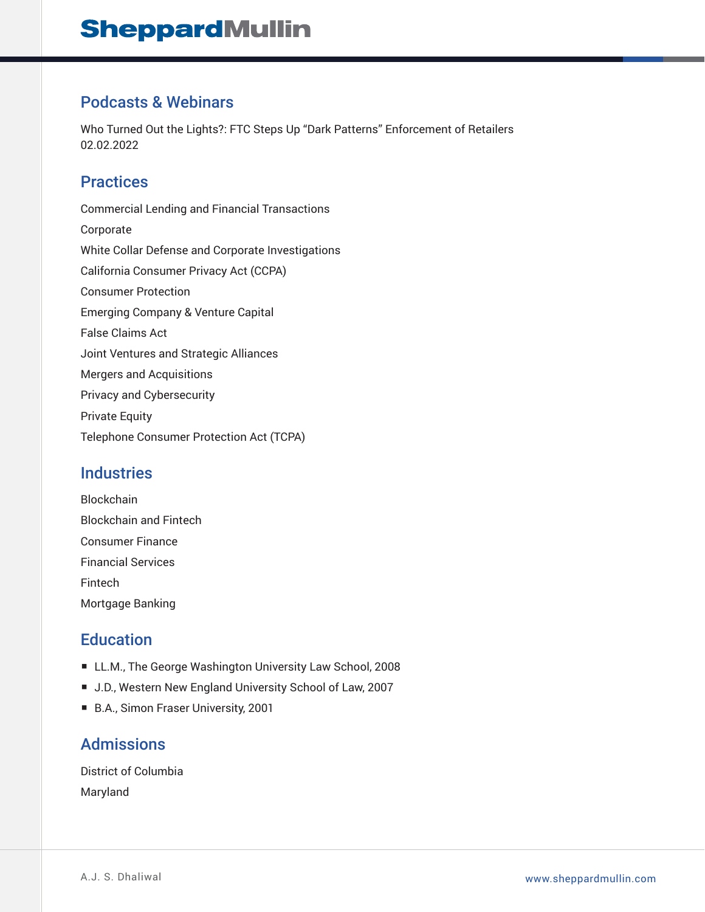## Podcasts & Webinars

Who Turned Out the Lights?: FTC Steps Up “Dark Patterns” Enforcement of Retailers
02.02.2022

## Practices

Commercial Lending and Financial Transactions

Corporate

White Collar Defense and Corporate Investigations

California Consumer Privacy Act (CCPA)

Consumer Protection

Emerging Company & Venture Capital

False Claims Act

Joint Ventures and Strategic Alliances

Mergers and Acquisitions

Privacy and Cybersecurity

Private Equity

Telephone Consumer Protection Act (TCPA)

## Industries

Blockchain

Blockchain and Fintech

Consumer Finance

Financial Services

Fintech

Mortgage Banking

## Education

- LL.M., The George Washington University Law School, 2008
- J.D., Western New England University School of Law, 2007
- B.A., Simon Fraser University, 2001

## Admissions

District of Columbia

Maryland